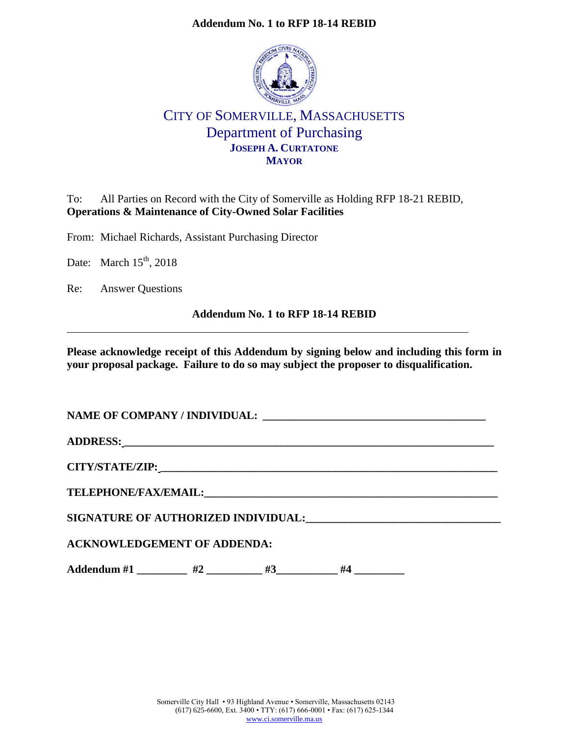**Addendum No. 1 to RFP 18-14 REBID**

# CITY OF SOMERVILLE, MASSACHUSETTS
## Department of Purchasing
**JOSEPH A. CURTATONE**
**MAYOR**

To: All Parties on Record with the City of Somerville as Holding RFP 18-21 REBID, **Operations & Maintenance of City-Owned Solar Facilities**

From: Michael Richards, Assistant Purchasing Director

Date: March 15th, 2018

Re: Answer Questions

**Addendum No. 1 to RFP 18-14 REBID**

---

**Please acknowledge receipt of this Addendum by signing below and including this form in your proposal package. Failure to do so may subject the proposer to disqualification.**

**NAME OF COMPANY / INDIVIDUAL:** ________________________________________

**ADDRESS:** ____________________________________________________________________

**CITY/STATE/ZIP:** ______________________________________________________________

**TELEPHONE/FAX/EMAIL:** _________________________________________________________

**SIGNATURE OF AUTHORIZED INDIVIDUAL:** __________________________________

**ACKNOWLEDGEMENT OF ADDENDA:**

**Addendum #1** _________ **#2** __________ **#3** ___________ **#4** _________

Somerville City Hall • 93 Highland Avenue • Somerville, Massachusetts 02143
(617) 625-6600, Ext. 3400 • TTY: (617) 666-0001 • Fax: (617) 625-1344
www.ci.somerville.ma.us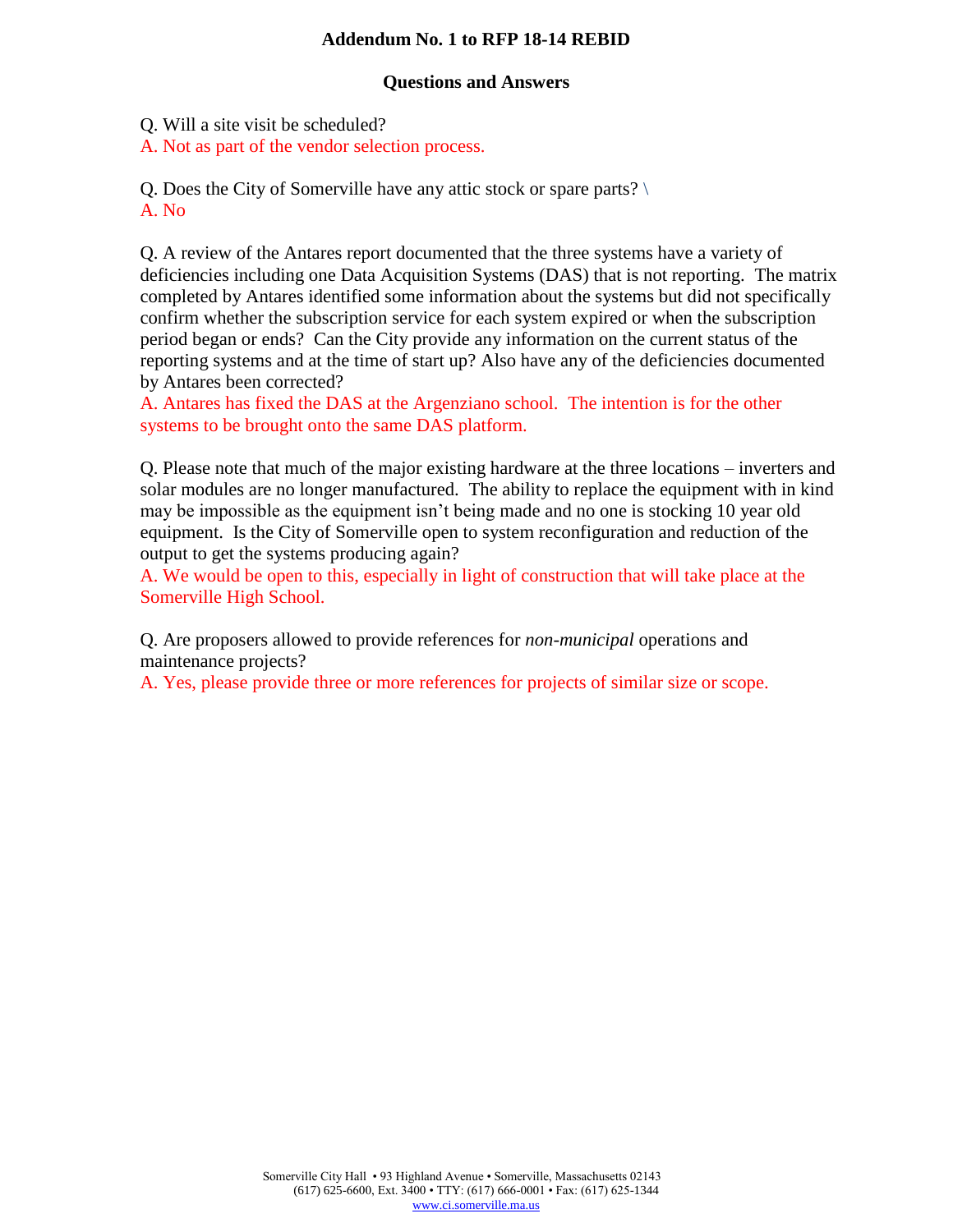**Addendum No. 1 to RFP 18-14 REBID**

**Questions and Answers**

Q. Will a site visit be scheduled?
A. Not as part of the vendor selection process.

Q. Does the City of Somerville have any attic stock or spare parts? \
A. No

Q. A review of the Antares report documented that the three systems have a variety of deficiencies including one Data Acquisition Systems (DAS) that is not reporting. The matrix completed by Antares identified some information about the systems but did not specifically confirm whether the subscription service for each system expired or when the subscription period began or ends? Can the City provide any information on the current status of the reporting systems and at the time of start up? Also have any of the deficiencies documented by Antares been corrected?
A. Antares has fixed the DAS at the Argenziano school. The intention is for the other systems to be brought onto the same DAS platform.

Q. Please note that much of the major existing hardware at the three locations – inverters and solar modules are no longer manufactured. The ability to replace the equipment with in kind may be impossible as the equipment isn't being made and no one is stocking 10 year old equipment. Is the City of Somerville open to system reconfiguration and reduction of the output to get the systems producing again?
A. We would be open to this, especially in light of construction that will take place at the Somerville High School.

Q. Are proposers allowed to provide references for *non-municipal* operations and maintenance projects?
A. Yes, please provide three or more references for projects of similar size or scope.